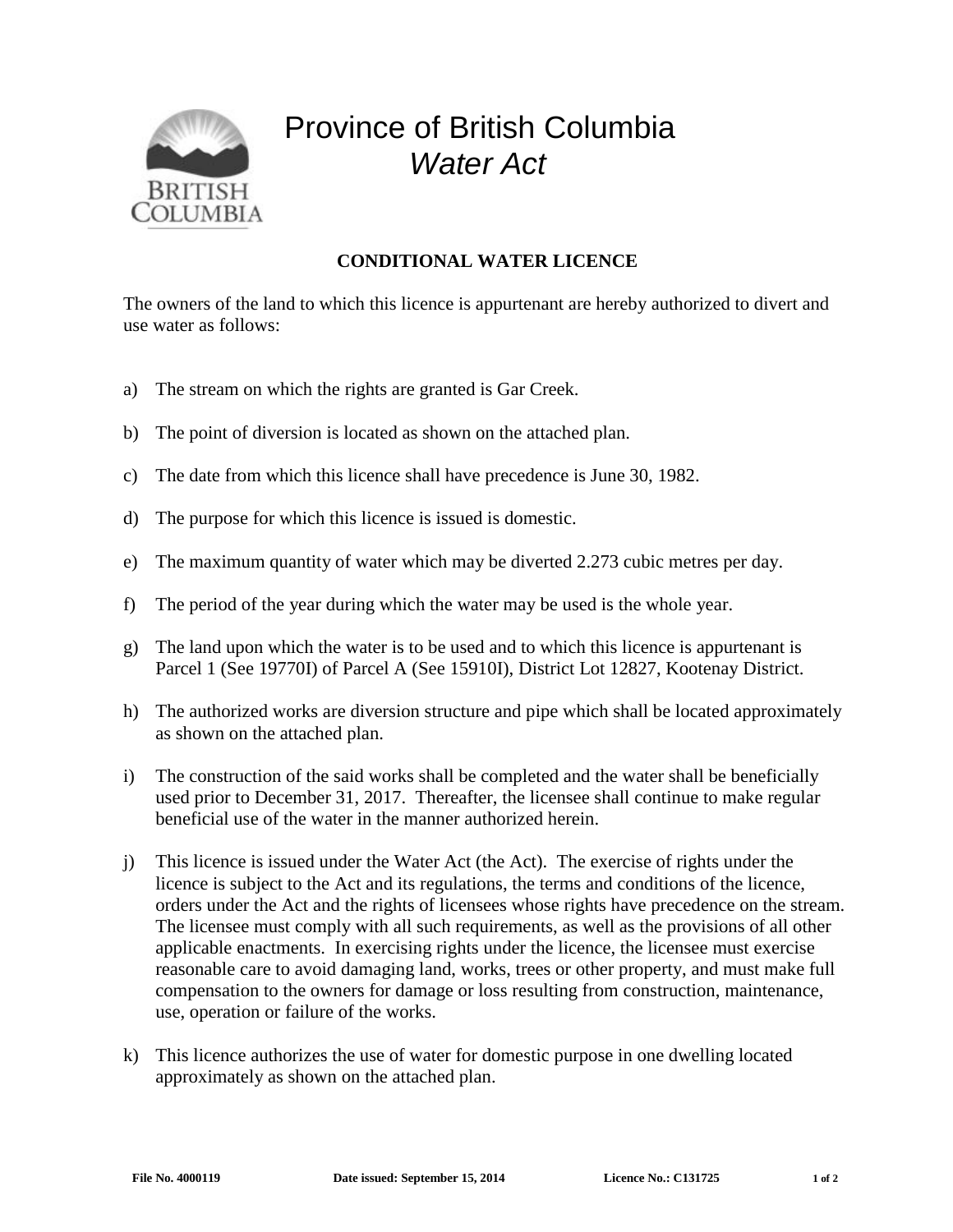# Province of British Columbia
## *Water Act*

**CONDITIONAL WATER LICENCE**

The owners of the land to which this licence is appurtenant are hereby authorized to divert and use water as follows:

a) The stream on which the rights are granted is Gar Creek.

b) The point of diversion is located as shown on the attached plan.

c) The date from which this licence shall have precedence is June 30, 1982.

d) The purpose for which this licence is issued is domestic.

e) The maximum quantity of water which may be diverted 2.273 cubic metres per day.

f) The period of the year during which the water may be used is the whole year.

g) The land upon which the water is to be used and to which this licence is appurtenant is Parcel 1 (See 19770I) of Parcel A (See 15910I), District Lot 12827, Kootenay District.

h) The authorized works are diversion structure and pipe which shall be located approximately as shown on the attached plan.

i) The construction of the said works shall be completed and the water shall be beneficially used prior to December 31, 2017. Thereafter, the licensee shall continue to make regular beneficial use of the water in the manner authorized herein.

j) This licence is issued under the Water Act (the Act). The exercise of rights under the licence is subject to the Act and its regulations, the terms and conditions of the licence, orders under the Act and the rights of licensees whose rights have precedence on the stream. The licensee must comply with all such requirements, as well as the provisions of all other applicable enactments. In exercising rights under the licence, the licensee must exercise reasonable care to avoid damaging land, works, trees or other property, and must make full compensation to the owners for damage or loss resulting from construction, maintenance, use, operation or failure of the works.

k) This licence authorizes the use of water for domestic purpose in one dwelling located approximately as shown on the attached plan.

**File No. 4000119** **Date issued: September 15, 2014** **Licence No.: C131725**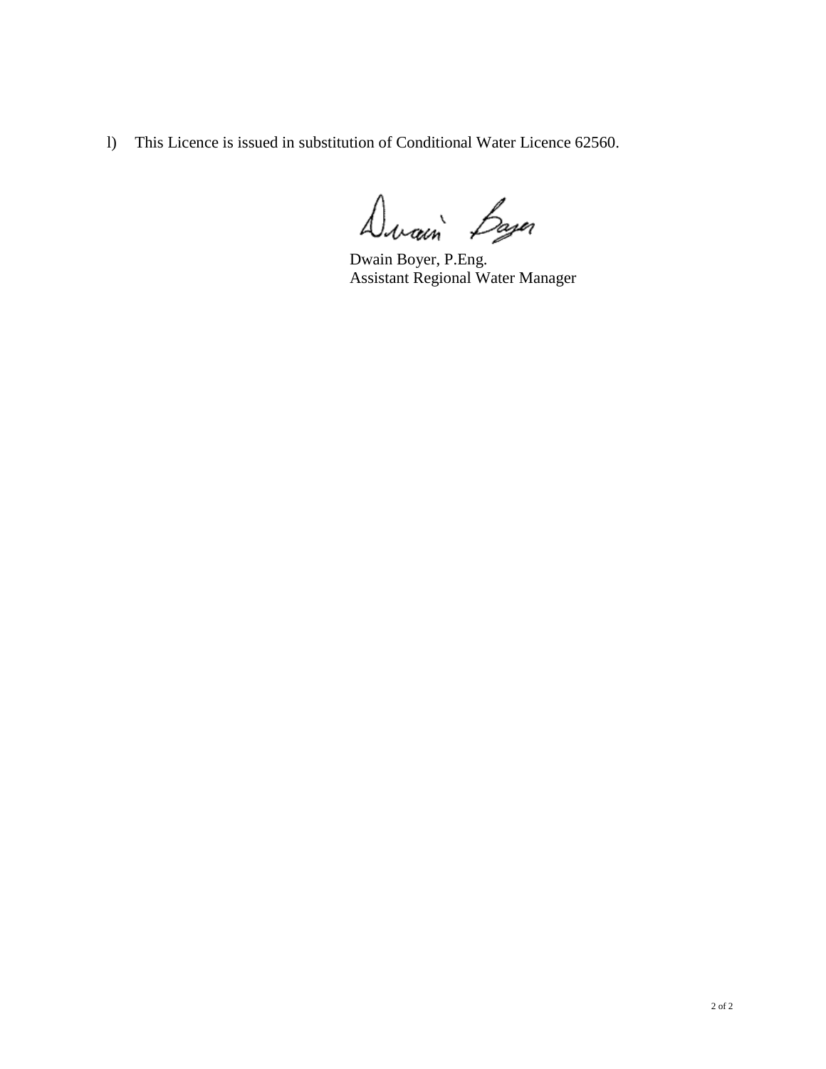l) This Licence is issued in substitution of Conditional Water Licence 62560.

Dwain Boyer, P.Eng.
Assistant Regional Water Manager